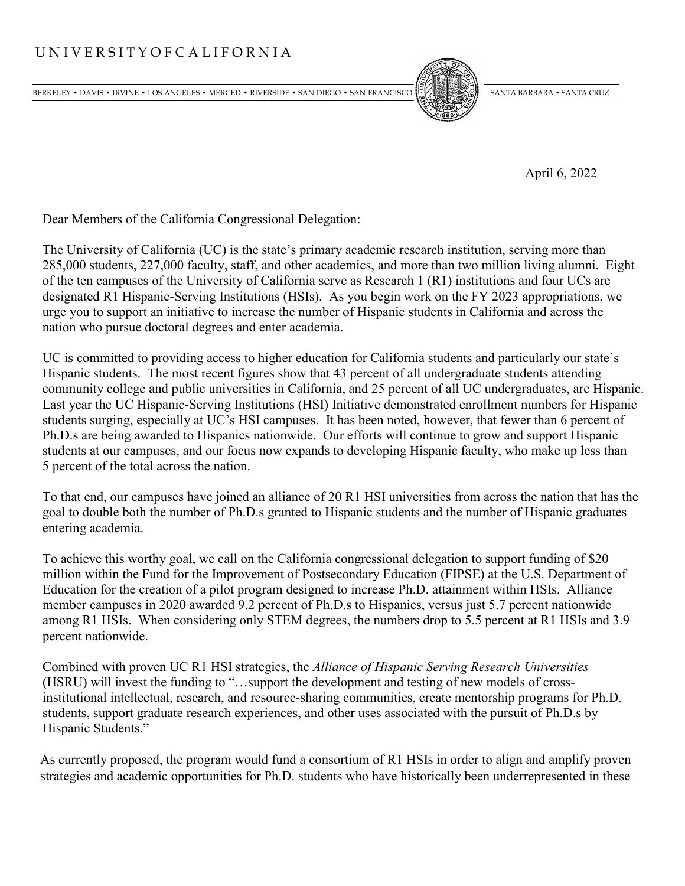UNIVERSITY OF CALIFORNIA

BERKELEY • DAVIS • IRVINE • LOS ANGELES • MERCED • RIVERSIDE • SAN DIEGO • SAN FRANCISCO SANTA BARBARA • SANTA CRUZ

April 6, 2022

Dear Members of the California Congressional Delegation:

The University of California (UC) is the state's primary academic research institution, serving more than 285,000 students, 227,000 faculty, staff, and other academics, and more than two million living alumni. Eight of the ten campuses of the University of California serve as Research 1 (R1) institutions and four UCs are designated R1 Hispanic-Serving Institutions (HSIs). As you begin work on the FY 2023 appropriations, we urge you to support an initiative to increase the number of Hispanic students in California and across the nation who pursue doctoral degrees and enter academia.

UC is committed to providing access to higher education for California students and particularly our state's Hispanic students. The most recent figures show that 43 percent of all undergraduate students attending community college and public universities in California, and 25 percent of all UC undergraduates, are Hispanic. Last year the UC Hispanic-Serving Institutions (HSI) Initiative demonstrated enrollment numbers for Hispanic students surging, especially at UC's HSI campuses. It has been noted, however, that fewer than 6 percent of Ph.D.s are being awarded to Hispanics nationwide. Our efforts will continue to grow and support Hispanic students at our campuses, and our focus now expands to developing Hispanic faculty, who make up less than 5 percent of the total across the nation.

To that end, our campuses have joined an alliance of 20 R1 HSI universities from across the nation that has the goal to double both the number of Ph.D.s granted to Hispanic students and the number of Hispanic graduates entering academia.

To achieve this worthy goal, we call on the California congressional delegation to support funding of $20 million within the Fund for the Improvement of Postsecondary Education (FIPSE) at the U.S. Department of Education for the creation of a pilot program designed to increase Ph.D. attainment within HSIs. Alliance member campuses in 2020 awarded 9.2 percent of Ph.D.s to Hispanics, versus just 5.7 percent nationwide among R1 HSIs. When considering only STEM degrees, the numbers drop to 5.5 percent at R1 HSIs and 3.9 percent nationwide.

Combined with proven UC R1 HSI strategies, the *Alliance of Hispanic Serving Research Universities* (HSRU) will invest the funding to "…support the development and testing of new models of cross-institutional intellectual, research, and resource-sharing communities, create mentorship programs for Ph.D. students, support graduate research experiences, and other uses associated with the pursuit of Ph.D.s by Hispanic Students."

As currently proposed, the program would fund a consortium of R1 HSIs in order to align and amplify proven strategies and academic opportunities for Ph.D. students who have historically been underrepresented in these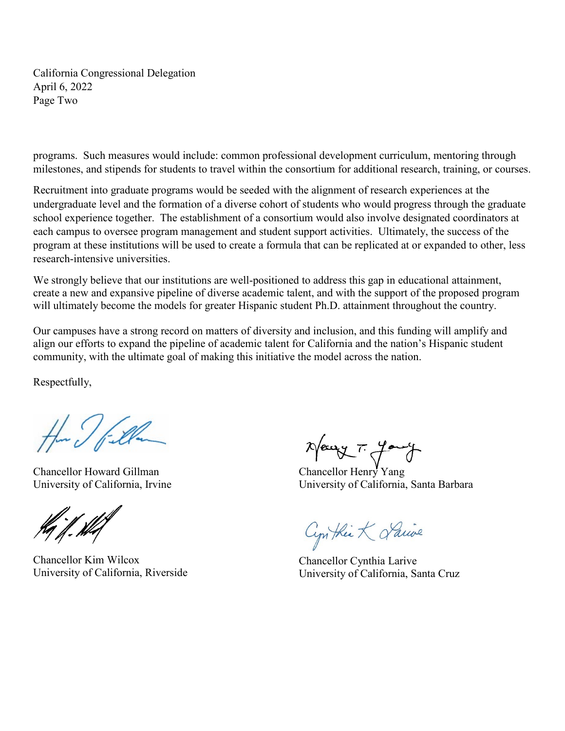California Congressional Delegation
April 6, 2022
Page Two

programs. Such measures would include: common professional development curriculum, mentoring through milestones, and stipends for students to travel within the consortium for additional research, training, or courses.

Recruitment into graduate programs would be seeded with the alignment of research experiences at the undergraduate level and the formation of a diverse cohort of students who would progress through the graduate school experience together. The establishment of a consortium would also involve designated coordinators at each campus to oversee program management and student support activities. Ultimately, the success of the program at these institutions will be used to create a formula that can be replicated at or expanded to other, less research-intensive universities.

We strongly believe that our institutions are well-positioned to address this gap in educational attainment, create a new and expansive pipeline of diverse academic talent, and with the support of the proposed program will ultimately become the models for greater Hispanic student Ph.D. attainment throughout the country.

Our campuses have a strong record on matters of diversity and inclusion, and this funding will amplify and align our efforts to expand the pipeline of academic talent for California and the nation's Hispanic student community, with the ultimate goal of making this initiative the model across the nation.

Respectfully,

Chancellor Howard Gillman
University of California, Irvine

Chancellor Henry Yang
University of California, Santa Barbara

Chancellor Kim Wilcox
University of California, Riverside

Chancellor Cynthia Larive
University of California, Santa Cruz